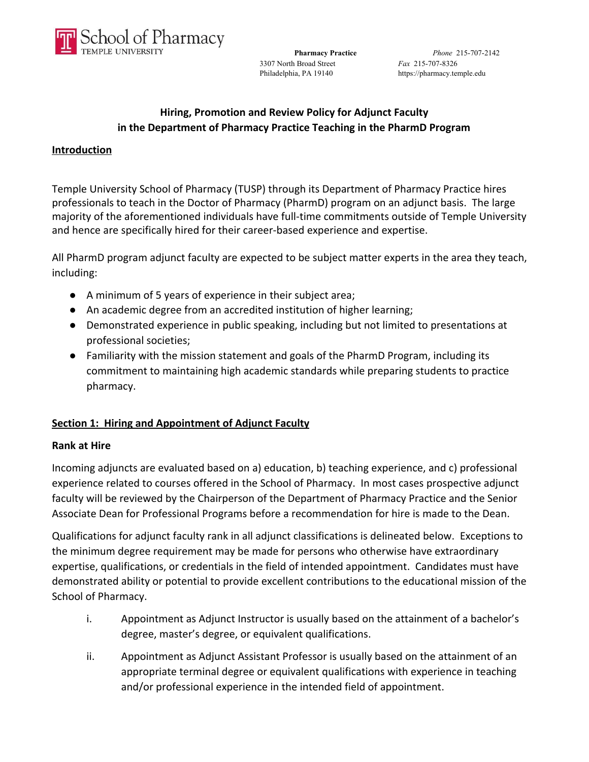School of Pharmacy
TEMPLE UNIVERSITY

**Pharmacy Practice**
3307 North Broad Street
Philadelphia, PA 19140

*Phone* 215-707-2142
*Fax* 215-707-8326
https://pharmacy.temple.edu

# Hiring, Promotion and Review Policy for Adjunct Faculty in the Department of Pharmacy Practice Teaching in the PharmD Program

## Introduction

Temple University School of Pharmacy (TUSP) through its Department of Pharmacy Practice hires professionals to teach in the Doctor of Pharmacy (PharmD) program on an adjunct basis. The large majority of the aforementioned individuals have full-time commitments outside of Temple University and hence are specifically hired for their career-based experience and expertise.

All PharmD program adjunct faculty are expected to be subject matter experts in the area they teach, including:

- A minimum of 5 years of experience in their subject area;
- An academic degree from an accredited institution of higher learning;
- Demonstrated experience in public speaking, including but not limited to presentations at professional societies;
- Familiarity with the mission statement and goals of the PharmD Program, including its commitment to maintaining high academic standards while preparing students to practice pharmacy.

## Section 1: Hiring and Appointment of Adjunct Faculty

### Rank at Hire

Incoming adjuncts are evaluated based on a) education, b) teaching experience, and c) professional experience related to courses offered in the School of Pharmacy. In most cases prospective adjunct faculty will be reviewed by the Chairperson of the Department of Pharmacy Practice and the Senior Associate Dean for Professional Programs before a recommendation for hire is made to the Dean.

Qualifications for adjunct faculty rank in all adjunct classifications is delineated below. Exceptions to the minimum degree requirement may be made for persons who otherwise have extraordinary expertise, qualifications, or credentials in the field of intended appointment. Candidates must have demonstrated ability or potential to provide excellent contributions to the educational mission of the School of Pharmacy.

i. Appointment as Adjunct Instructor is usually based on the attainment of a bachelor's degree, master's degree, or equivalent qualifications.

ii. Appointment as Adjunct Assistant Professor is usually based on the attainment of an appropriate terminal degree or equivalent qualifications with experience in teaching and/or professional experience in the intended field of appointment.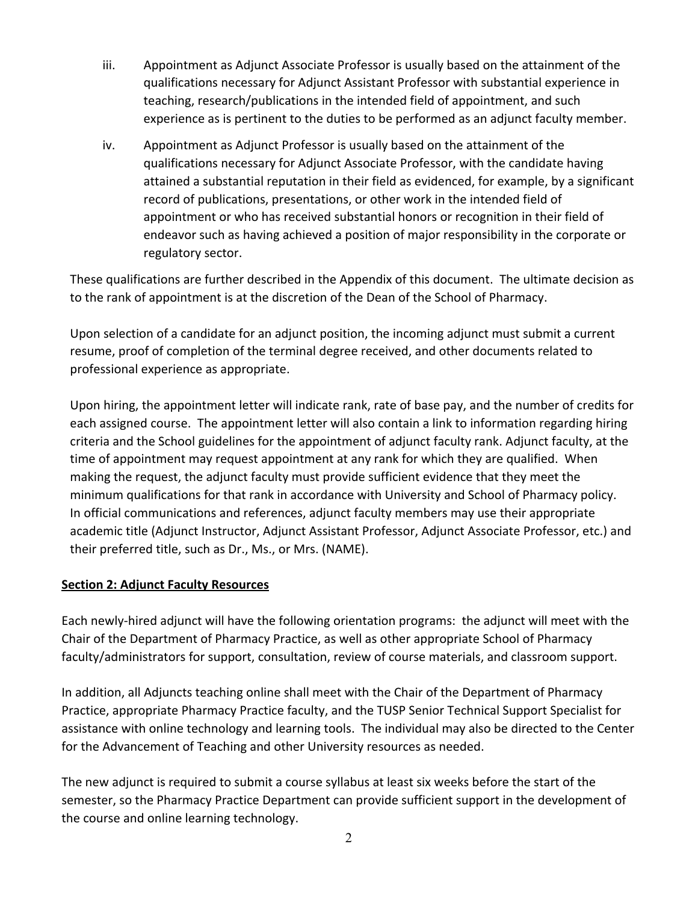iii. Appointment as Adjunct Associate Professor is usually based on the attainment of the qualifications necessary for Adjunct Assistant Professor with substantial experience in teaching, research/publications in the intended field of appointment, and such experience as is pertinent to the duties to be performed as an adjunct faculty member.

iv. Appointment as Adjunct Professor is usually based on the attainment of the qualifications necessary for Adjunct Associate Professor, with the candidate having attained a substantial reputation in their field as evidenced, for example, by a significant record of publications, presentations, or other work in the intended field of appointment or who has received substantial honors or recognition in their field of endeavor such as having achieved a position of major responsibility in the corporate or regulatory sector.

These qualifications are further described in the Appendix of this document. The ultimate decision as to the rank of appointment is at the discretion of the Dean of the School of Pharmacy.

Upon selection of a candidate for an adjunct position, the incoming adjunct must submit a current resume, proof of completion of the terminal degree received, and other documents related to professional experience as appropriate.

Upon hiring, the appointment letter will indicate rank, rate of base pay, and the number of credits for each assigned course. The appointment letter will also contain a link to information regarding hiring criteria and the School guidelines for the appointment of adjunct faculty rank. Adjunct faculty, at the time of appointment may request appointment at any rank for which they are qualified. When making the request, the adjunct faculty must provide sufficient evidence that they meet the minimum qualifications for that rank in accordance with University and School of Pharmacy policy. In official communications and references, adjunct faculty members may use their appropriate academic title (Adjunct Instructor, Adjunct Assistant Professor, Adjunct Associate Professor, etc.) and their preferred title, such as Dr., Ms., or Mrs. (NAME).

## Section 2: Adjunct Faculty Resources

Each newly-hired adjunct will have the following orientation programs: the adjunct will meet with the Chair of the Department of Pharmacy Practice, as well as other appropriate School of Pharmacy faculty/administrators for support, consultation, review of course materials, and classroom support.

In addition, all Adjuncts teaching online shall meet with the Chair of the Department of Pharmacy Practice, appropriate Pharmacy Practice faculty, and the TUSP Senior Technical Support Specialist for assistance with online technology and learning tools. The individual may also be directed to the Center for the Advancement of Teaching and other University resources as needed.

The new adjunct is required to submit a course syllabus at least six weeks before the start of the semester, so the Pharmacy Practice Department can provide sufficient support in the development of the course and online learning technology.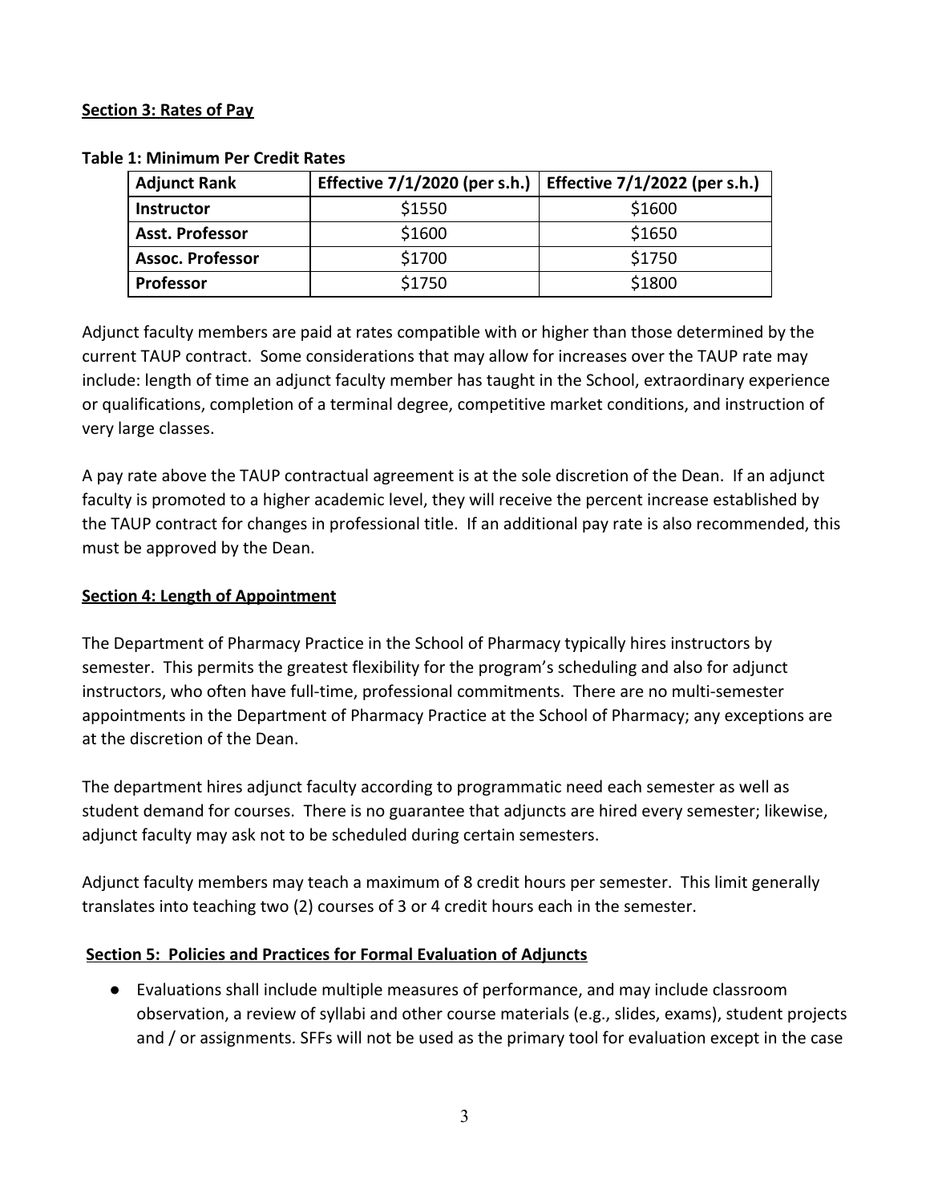**Section 3: Rates of Pay**

**Table 1: Minimum Per Credit Rates**

| Adjunct Rank | Effective 7/1/2020 (per s.h.) | Effective 7/1/2022 (per s.h.) |
|---|---|---|
| **Instructor** | $1550 | $1600 |
| **Asst. Professor** | $1600 | $1650 |
| **Assoc. Professor** | $1700 | $1750 |
| **Professor** | $1750 | $1800 |

Adjunct faculty members are paid at rates compatible with or higher than those determined by the current TAUP contract. Some considerations that may allow for increases over the TAUP rate may include: length of time an adjunct faculty member has taught in the School, extraordinary experience or qualifications, completion of a terminal degree, competitive market conditions, and instruction of very large classes.

A pay rate above the TAUP contractual agreement is at the sole discretion of the Dean. If an adjunct faculty is promoted to a higher academic level, they will receive the percent increase established by the TAUP contract for changes in professional title. If an additional pay rate is also recommended, this must be approved by the Dean.

**Section 4: Length of Appointment**

The Department of Pharmacy Practice in the School of Pharmacy typically hires instructors by semester. This permits the greatest flexibility for the program's scheduling and also for adjunct instructors, who often have full-time, professional commitments. There are no multi-semester appointments in the Department of Pharmacy Practice at the School of Pharmacy; any exceptions are at the discretion of the Dean.

The department hires adjunct faculty according to programmatic need each semester as well as student demand for courses. There is no guarantee that adjuncts are hired every semester; likewise, adjunct faculty may ask not to be scheduled during certain semesters.

Adjunct faculty members may teach a maximum of 8 credit hours per semester. This limit generally translates into teaching two (2) courses of 3 or 4 credit hours each in the semester.

**Section 5: Policies and Practices for Formal Evaluation of Adjuncts**

- Evaluations shall include multiple measures of performance, and may include classroom observation, a review of syllabi and other course materials (e.g., slides, exams), student projects and / or assignments. SFFs will not be used as the primary tool for evaluation except in the case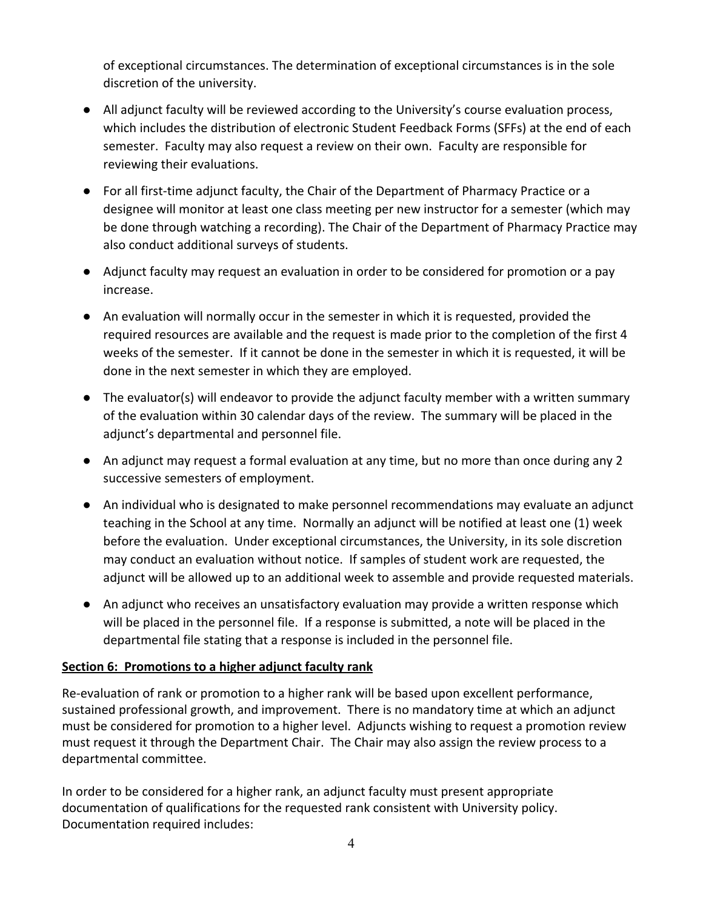of exceptional circumstances. The determination of exceptional circumstances is in the sole discretion of the university.

- All adjunct faculty will be reviewed according to the University's course evaluation process, which includes the distribution of electronic Student Feedback Forms (SFFs) at the end of each semester. Faculty may also request a review on their own. Faculty are responsible for reviewing their evaluations.
- For all first-time adjunct faculty, the Chair of the Department of Pharmacy Practice or a designee will monitor at least one class meeting per new instructor for a semester (which may be done through watching a recording). The Chair of the Department of Pharmacy Practice may also conduct additional surveys of students.
- Adjunct faculty may request an evaluation in order to be considered for promotion or a pay increase.
- An evaluation will normally occur in the semester in which it is requested, provided the required resources are available and the request is made prior to the completion of the first 4 weeks of the semester. If it cannot be done in the semester in which it is requested, it will be done in the next semester in which they are employed.
- The evaluator(s) will endeavor to provide the adjunct faculty member with a written summary of the evaluation within 30 calendar days of the review. The summary will be placed in the adjunct's departmental and personnel file.
- An adjunct may request a formal evaluation at any time, but no more than once during any 2 successive semesters of employment.
- An individual who is designated to make personnel recommendations may evaluate an adjunct teaching in the School at any time. Normally an adjunct will be notified at least one (1) week before the evaluation. Under exceptional circumstances, the University, in its sole discretion may conduct an evaluation without notice. If samples of student work are requested, the adjunct will be allowed up to an additional week to assemble and provide requested materials.
- An adjunct who receives an unsatisfactory evaluation may provide a written response which will be placed in the personnel file. If a response is submitted, a note will be placed in the departmental file stating that a response is included in the personnel file.

**Section 6: Promotions to a higher adjunct faculty rank**

Re-evaluation of rank or promotion to a higher rank will be based upon excellent performance, sustained professional growth, and improvement. There is no mandatory time at which an adjunct must be considered for promotion to a higher level. Adjuncts wishing to request a promotion review must request it through the Department Chair. The Chair may also assign the review process to a departmental committee.

In order to be considered for a higher rank, an adjunct faculty must present appropriate documentation of qualifications for the requested rank consistent with University policy. Documentation required includes: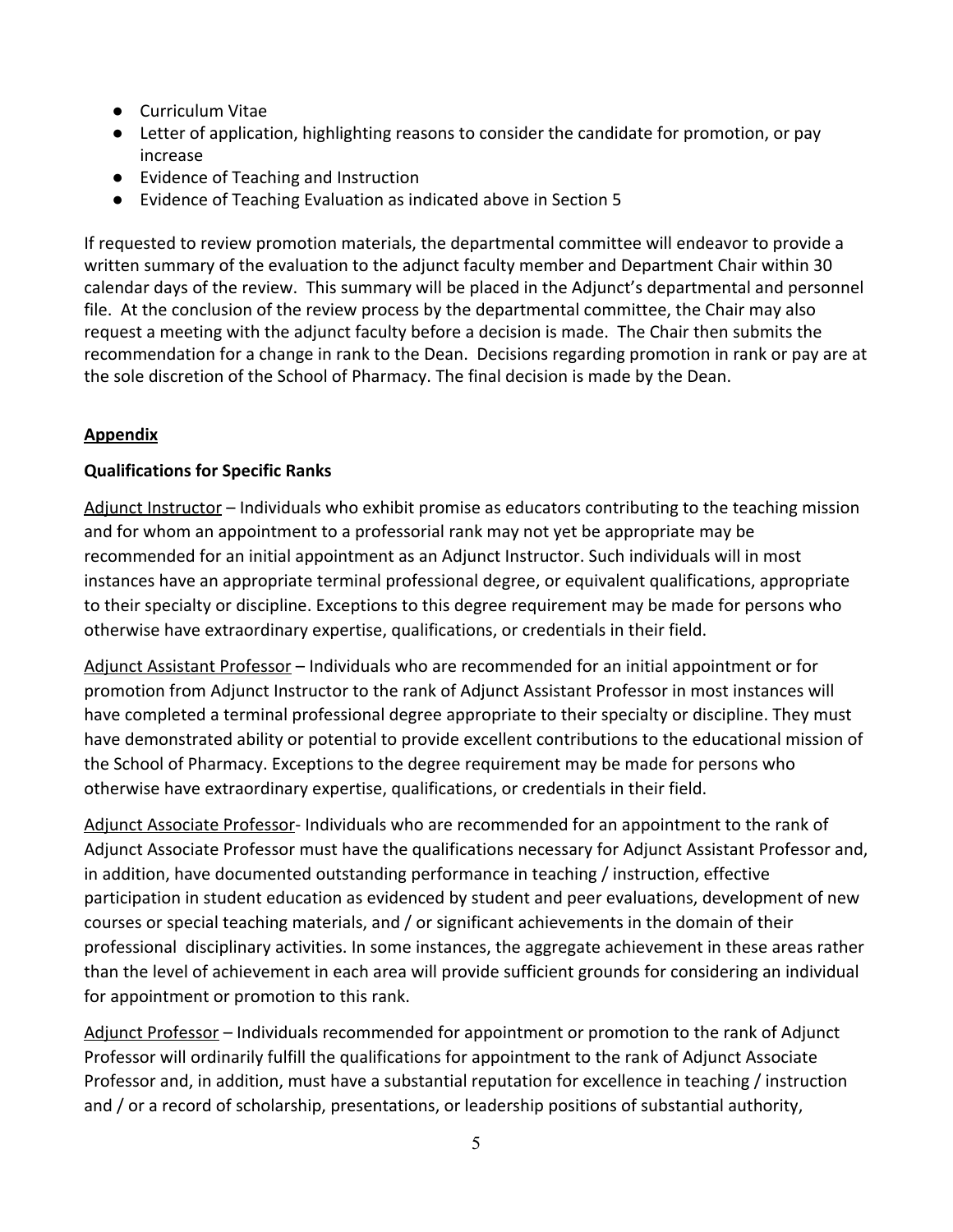- Curriculum Vitae
- Letter of application, highlighting reasons to consider the candidate for promotion, or pay increase
- Evidence of Teaching and Instruction
- Evidence of Teaching Evaluation as indicated above in Section 5

If requested to review promotion materials, the departmental committee will endeavor to provide a written summary of the evaluation to the adjunct faculty member and Department Chair within 30 calendar days of the review. This summary will be placed in the Adjunct's departmental and personnel file. At the conclusion of the review process by the departmental committee, the Chair may also request a meeting with the adjunct faculty before a decision is made. The Chair then submits the recommendation for a change in rank to the Dean. Decisions regarding promotion in rank or pay are at the sole discretion of the School of Pharmacy. The final decision is made by the Dean.

## Appendix

### Qualifications for Specific Ranks

Adjunct Instructor – Individuals who exhibit promise as educators contributing to the teaching mission and for whom an appointment to a professorial rank may not yet be appropriate may be recommended for an initial appointment as an Adjunct Instructor. Such individuals will in most instances have an appropriate terminal professional degree, or equivalent qualifications, appropriate to their specialty or discipline. Exceptions to this degree requirement may be made for persons who otherwise have extraordinary expertise, qualifications, or credentials in their field.

Adjunct Assistant Professor – Individuals who are recommended for an initial appointment or for promotion from Adjunct Instructor to the rank of Adjunct Assistant Professor in most instances will have completed a terminal professional degree appropriate to their specialty or discipline. They must have demonstrated ability or potential to provide excellent contributions to the educational mission of the School of Pharmacy. Exceptions to the degree requirement may be made for persons who otherwise have extraordinary expertise, qualifications, or credentials in their field.

Adjunct Associate Professor- Individuals who are recommended for an appointment to the rank of Adjunct Associate Professor must have the qualifications necessary for Adjunct Assistant Professor and, in addition, have documented outstanding performance in teaching / instruction, effective participation in student education as evidenced by student and peer evaluations, development of new courses or special teaching materials, and / or significant achievements in the domain of their professional disciplinary activities. In some instances, the aggregate achievement in these areas rather than the level of achievement in each area will provide sufficient grounds for considering an individual for appointment or promotion to this rank.

Adjunct Professor – Individuals recommended for appointment or promotion to the rank of Adjunct Professor will ordinarily fulfill the qualifications for appointment to the rank of Adjunct Associate Professor and, in addition, must have a substantial reputation for excellence in teaching / instruction and / or a record of scholarship, presentations, or leadership positions of substantial authority,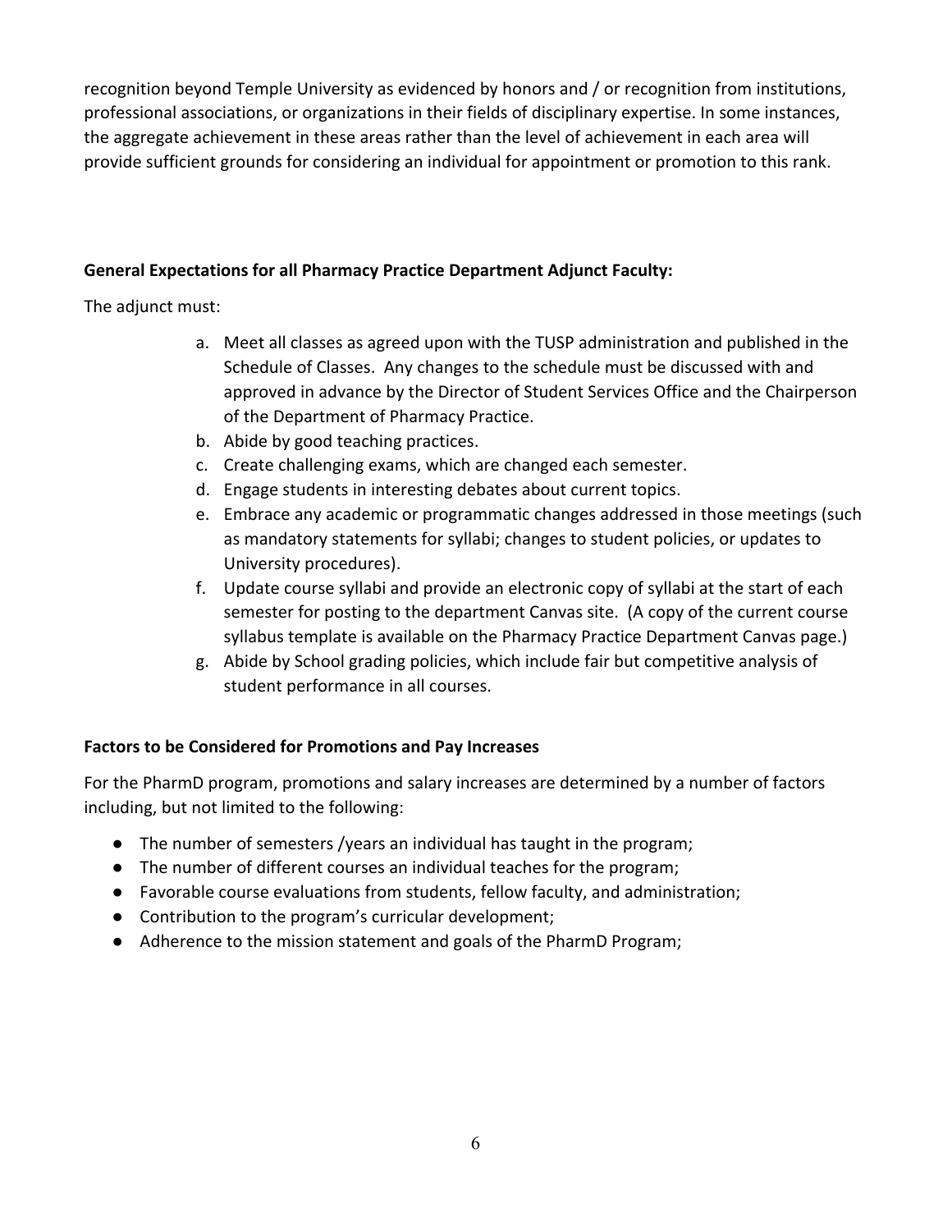recognition beyond Temple University as evidenced by honors and / or recognition from institutions, professional associations, or organizations in their fields of disciplinary expertise. In some instances, the aggregate achievement in these areas rather than the level of achievement in each area will provide sufficient grounds for considering an individual for appointment or promotion to this rank.

**General Expectations for all Pharmacy Practice Department Adjunct Faculty:**

The adjunct must:

a. Meet all classes as agreed upon with the TUSP administration and published in the Schedule of Classes. Any changes to the schedule must be discussed with and approved in advance by the Director of Student Services Office and the Chairperson of the Department of Pharmacy Practice.
b. Abide by good teaching practices.
c. Create challenging exams, which are changed each semester.
d. Engage students in interesting debates about current topics.
e. Embrace any academic or programmatic changes addressed in those meetings (such as mandatory statements for syllabi; changes to student policies, or updates to University procedures).
f. Update course syllabi and provide an electronic copy of syllabi at the start of each semester for posting to the department Canvas site. (A copy of the current course syllabus template is available on the Pharmacy Practice Department Canvas page.)
g. Abide by School grading policies, which include fair but competitive analysis of student performance in all courses.

**Factors to be Considered for Promotions and Pay Increases**

For the PharmD program, promotions and salary increases are determined by a number of factors including, but not limited to the following:

- The number of semesters /years an individual has taught in the program;
- The number of different courses an individual teaches for the program;
- Favorable course evaluations from students, fellow faculty, and administration;
- Contribution to the program's curricular development;
- Adherence to the mission statement and goals of the PharmD Program;